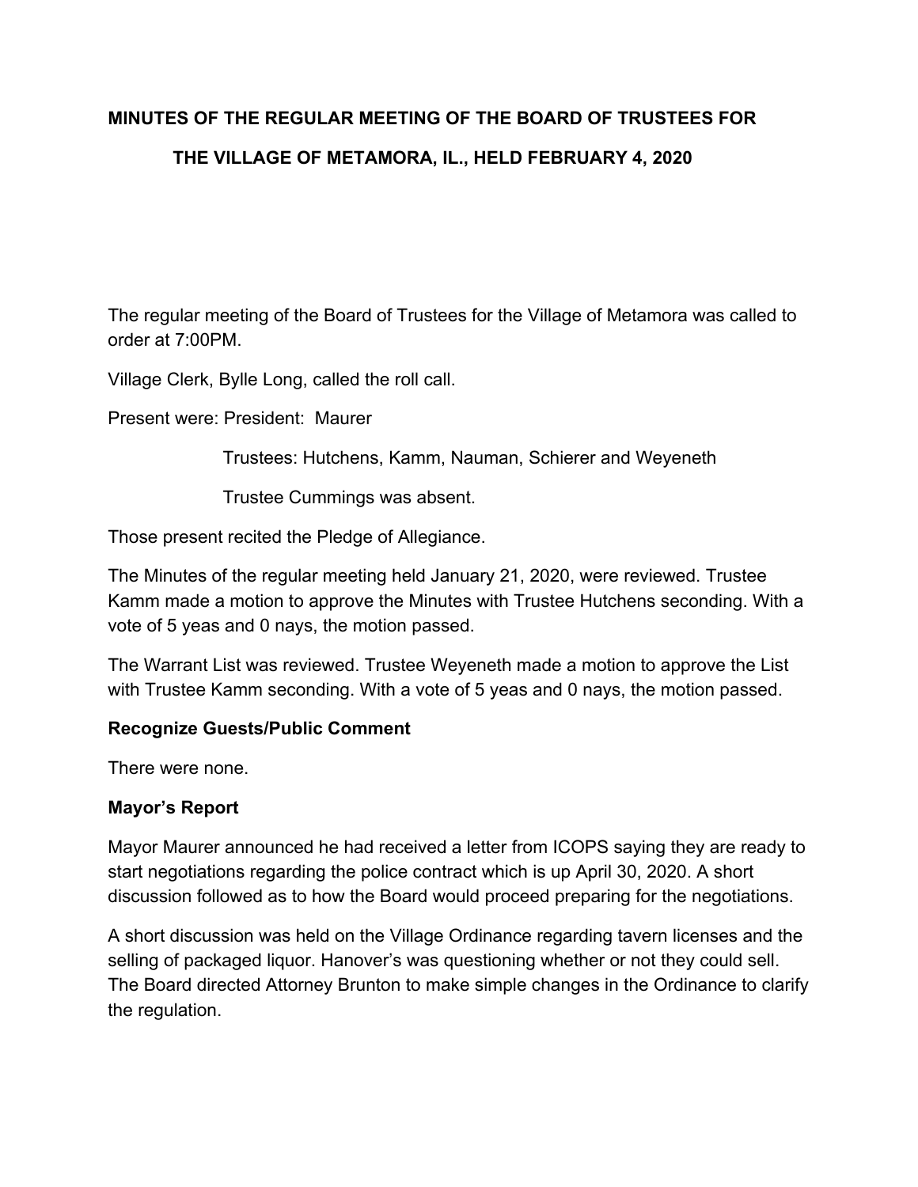# MINUTES OF THE REGULAR MEETING OF THE BOARD OF TRUSTEES FOR THE VILLAGE OF METAMORA, IL., HELD FEBRUARY 4, 2020

The regular meeting of the Board of Trustees for the Village of Metamora was called to order at 7:00PM.

Village Clerk, Bylle Long, called the roll call.

Present were: President: Maurer

Trustees: Hutchens, Kamm, Nauman, Schierer and Weyeneth

Trustee Cummings was absent.

Those present recited the Pledge of Allegiance.

The Minutes of the regular meeting held January 21, 2020, were reviewed. Trustee Kamm made a motion to approve the Minutes with Trustee Hutchens seconding. With a vote of 5 yeas and 0 nays, the motion passed.

The Warrant List was reviewed. Trustee Weyeneth made a motion to approve the List with Trustee Kamm seconding. With a vote of 5 yeas and 0 nays, the motion passed.

**Recognize Guests/Public Comment**

There were none.

**Mayor's Report**

Mayor Maurer announced he had received a letter from ICOPS saying they are ready to start negotiations regarding the police contract which is up April 30, 2020. A short discussion followed as to how the Board would proceed preparing for the negotiations.

A short discussion was held on the Village Ordinance regarding tavern licenses and the selling of packaged liquor. Hanover's was questioning whether or not they could sell. The Board directed Attorney Brunton to make simple changes in the Ordinance to clarify the regulation.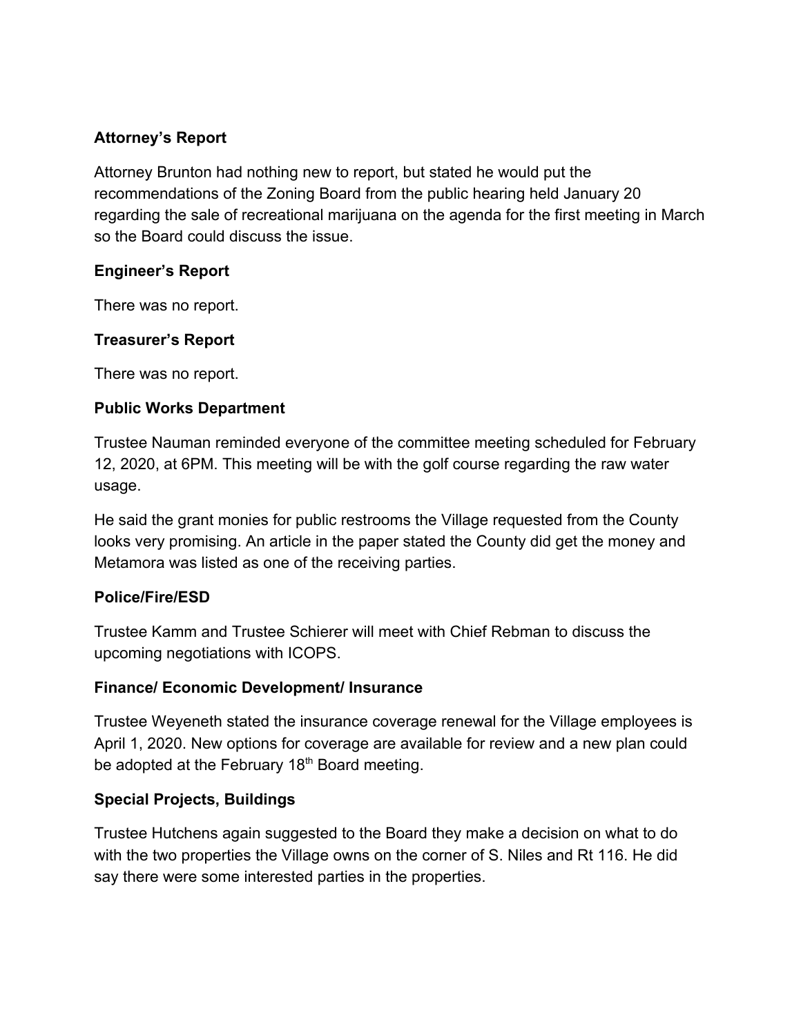## Attorney's Report

Attorney Brunton had nothing new to report, but stated he would put the recommendations of the Zoning Board from the public hearing held January 20 regarding the sale of recreational marijuana on the agenda for the first meeting in March so the Board could discuss the issue.

## Engineer's Report

There was no report.

## Treasurer's Report

There was no report.

## Public Works Department

Trustee Nauman reminded everyone of the committee meeting scheduled for February 12, 2020, at 6PM. This meeting will be with the golf course regarding the raw water usage.

He said the grant monies for public restrooms the Village requested from the County looks very promising. An article in the paper stated the County did get the money and Metamora was listed as one of the receiving parties.

## Police/Fire/ESD

Trustee Kamm and Trustee Schierer will meet with Chief Rebman to discuss the upcoming negotiations with ICOPS.

## Finance/ Economic Development/ Insurance

Trustee Weyeneth stated the insurance coverage renewal for the Village employees is April 1, 2020. New options for coverage are available for review and a new plan could be adopted at the February 18th Board meeting.

## Special Projects, Buildings

Trustee Hutchens again suggested to the Board they make a decision on what to do with the two properties the Village owns on the corner of S. Niles and Rt 116. He did say there were some interested parties in the properties.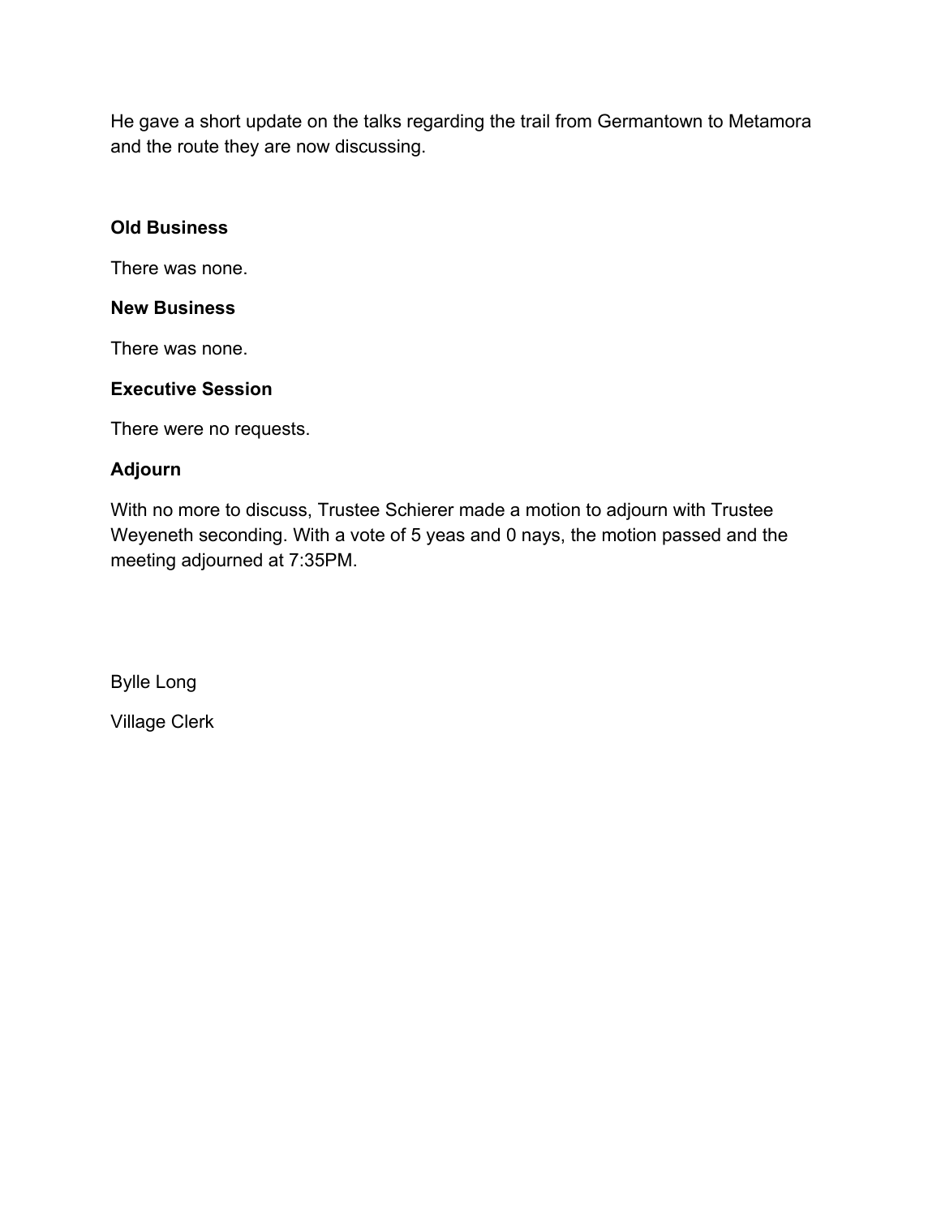He gave a short update on the talks regarding the trail from Germantown to Metamora and the route they are now discussing.

**Old Business**

There was none.

**New Business**

There was none.

**Executive Session**

There were no requests.

**Adjourn**

With no more to discuss, Trustee Schierer made a motion to adjourn with Trustee Weyeneth seconding. With a vote of 5 yeas and 0 nays, the motion passed and the meeting adjourned at 7:35PM.

Bylle Long

Village Clerk